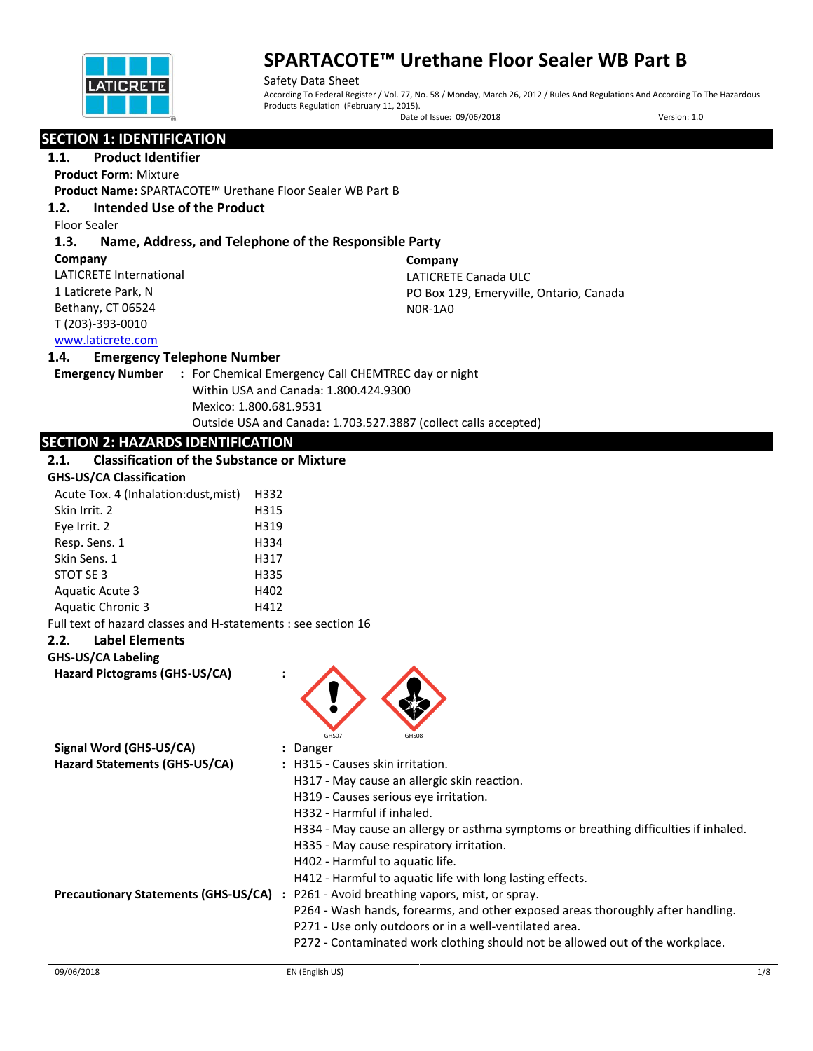# SPARTACOTE™ Urethane Floor Sealer WB Part B

Safety Data Sheet

According To Federal Register / Vol. 77, No. 58 / Monday, March 26, 2012 / Rules And Regulations And According To The Hazardous Products Regulation (February 11, 2015).

Date of Issue: 09/06/2018 Version: 1.0

## SECTION 1: IDENTIFICATION

### 1.1. Product Identifier

**Product Form:** Mixture

**Product Name:** SPARTACOTE™ Urethane Floor Sealer WB Part B

### 1.2. Intended Use of the Product

Floor Sealer

### 1.3. Name, Address, and Telephone of the Responsible Party

**Company**

LATICRETE International
1 Laticrete Park, N
Bethany, CT 06524
T (203)-393-0010
www.laticrete.com

**Company**

LATICRETE Canada ULC
PO Box 129, Emeryville, Ontario, Canada
N0R-1A0

### 1.4. Emergency Telephone Number

**Emergency Number** : For Chemical Emergency Call CHEMTREC day or night
Within USA and Canada: 1.800.424.9300
Mexico: 1.800.681.9531
Outside USA and Canada: 1.703.527.3887 (collect calls accepted)

## SECTION 2: HAZARDS IDENTIFICATION

### 2.1. Classification of the Substance or Mixture

**GHS-US/CA Classification**

| | |
|---|---|
| Acute Tox. 4 (Inhalation:dust,mist) | H332 |
| Skin Irrit. 2 | H315 |
| Eye Irrit. 2 | H319 |
| Resp. Sens. 1 | H334 |
| Skin Sens. 1 | H317 |
| STOT SE 3 | H335 |
| Aquatic Acute 3 | H402 |
| Aquatic Chronic 3 | H412 |

Full text of hazard classes and H-statements : see section 16

### 2.2. Label Elements

**GHS-US/CA Labeling**

**Hazard Pictograms (GHS-US/CA)** : GHS07 GHS08

**Signal Word (GHS-US/CA)** : Danger

**Hazard Statements (GHS-US/CA)** : H315 - Causes skin irritation.
H317 - May cause an allergic skin reaction.
H319 - Causes serious eye irritation.
H332 - Harmful if inhaled.
H334 - May cause an allergy or asthma symptoms or breathing difficulties if inhaled.
H335 - May cause respiratory irritation.
H402 - Harmful to aquatic life.
H412 - Harmful to aquatic life with long lasting effects.

**Precautionary Statements (GHS-US/CA)** : P261 - Avoid breathing vapors, mist, or spray.
P264 - Wash hands, forearms, and other exposed areas thoroughly after handling.
P271 - Use only outdoors or in a well-ventilated area.
P272 - Contaminated work clothing should not be allowed out of the workplace.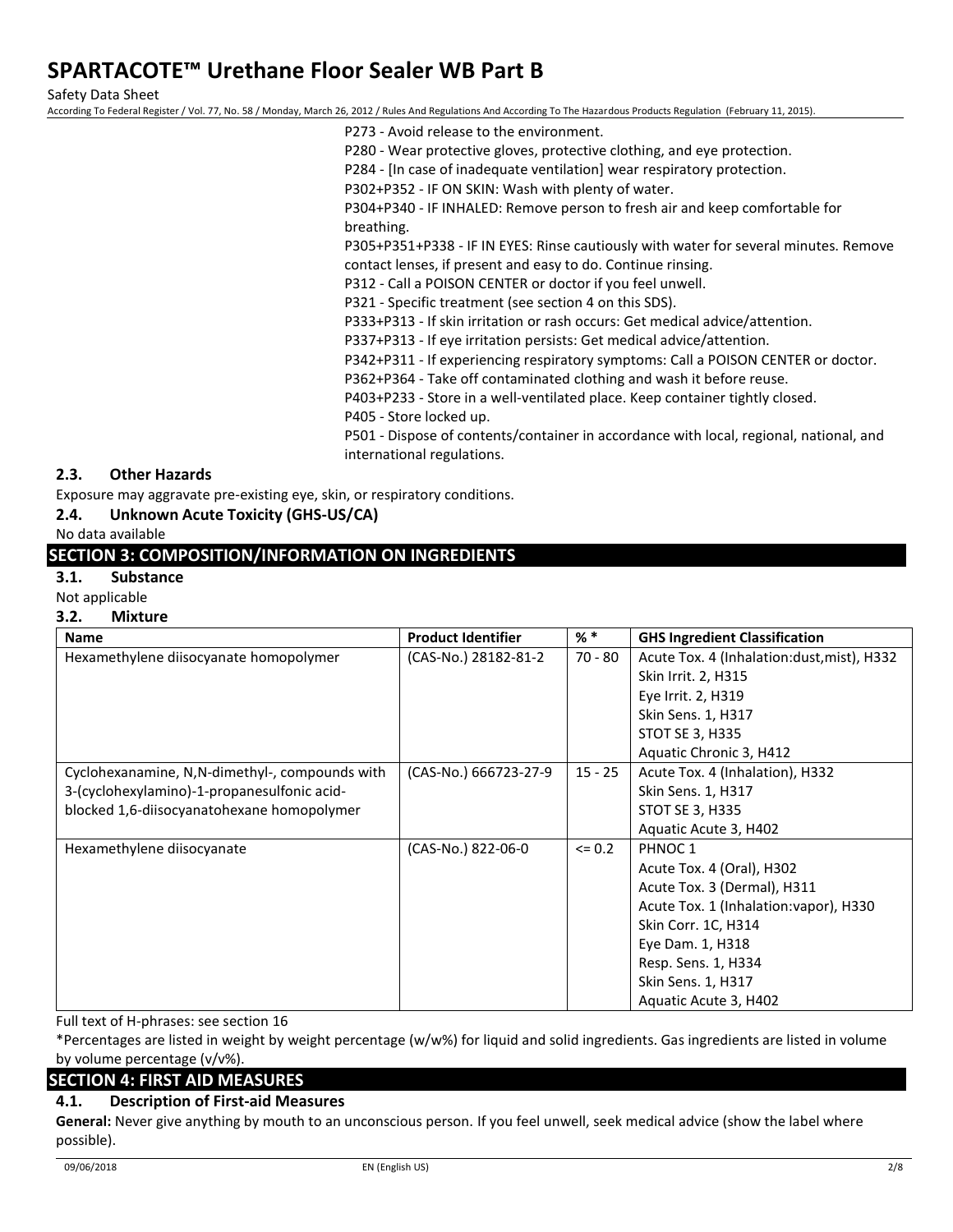P273 - Avoid release to the environment.
P280 - Wear protective gloves, protective clothing, and eye protection.
P284 - [In case of inadequate ventilation] wear respiratory protection.
P302+P352 - IF ON SKIN: Wash with plenty of water.
P304+P340 - IF INHALED: Remove person to fresh air and keep comfortable for breathing.
P305+P351+P338 - IF IN EYES: Rinse cautiously with water for several minutes. Remove contact lenses, if present and easy to do. Continue rinsing.
P312 - Call a POISON CENTER or doctor if you feel unwell.
P321 - Specific treatment (see section 4 on this SDS).
P333+P313 - If skin irritation or rash occurs: Get medical advice/attention.
P337+P313 - If eye irritation persists: Get medical advice/attention.
P342+P311 - If experiencing respiratory symptoms: Call a POISON CENTER or doctor.
P362+P364 - Take off contaminated clothing and wash it before reuse.
P403+P233 - Store in a well-ventilated place. Keep container tightly closed.
P405 - Store locked up.
P501 - Dispose of contents/container in accordance with local, regional, national, and international regulations.

### 2.3. Other Hazards

Exposure may aggravate pre-existing eye, skin, or respiratory conditions.

### 2.4. Unknown Acute Toxicity (GHS-US/CA)

No data available

## SECTION 3: COMPOSITION/INFORMATION ON INGREDIENTS

### 3.1. Substance

Not applicable

### 3.2. Mixture

| Name | Product Identifier | % * | GHS Ingredient Classification |
|---|---|---|---|
| Hexamethylene diisocyanate homopolymer | (CAS-No.) 28182-81-2 | 70 - 80 | Acute Tox. 4 (Inhalation:dust,mist), H332<br>Skin Irrit. 2, H315<br>Eye Irrit. 2, H319<br>Skin Sens. 1, H317<br>STOT SE 3, H335<br>Aquatic Chronic 3, H412 |
| Cyclohexanamine, N,N-dimethyl-, compounds with 3-(cyclohexylamino)-1-propanesulfonic acid-blocked 1,6-diisocyanatohexane homopolymer | (CAS-No.) 666723-27-9 | 15 - 25 | Acute Tox. 4 (Inhalation), H332<br>Skin Sens. 1, H317<br>STOT SE 3, H335<br>Aquatic Acute 3, H402 |
| Hexamethylene diisocyanate | (CAS-No.) 822-06-0 | <= 0.2 | PHNOC 1<br>Acute Tox. 4 (Oral), H302<br>Acute Tox. 3 (Dermal), H311<br>Acute Tox. 1 (Inhalation:vapor), H330<br>Skin Corr. 1C, H314<br>Eye Dam. 1, H318<br>Resp. Sens. 1, H334<br>Skin Sens. 1, H317<br>Aquatic Acute 3, H402 |

Full text of H-phrases: see section 16

*Percentages are listed in weight by weight percentage (w/w%) for liquid and solid ingredients. Gas ingredients are listed in volume by volume percentage (v/v%).

## SECTION 4: FIRST AID MEASURES

### 4.1. Description of First-aid Measures

**General:** Never give anything by mouth to an unconscious person. If you feel unwell, seek medical advice (show the label where possible).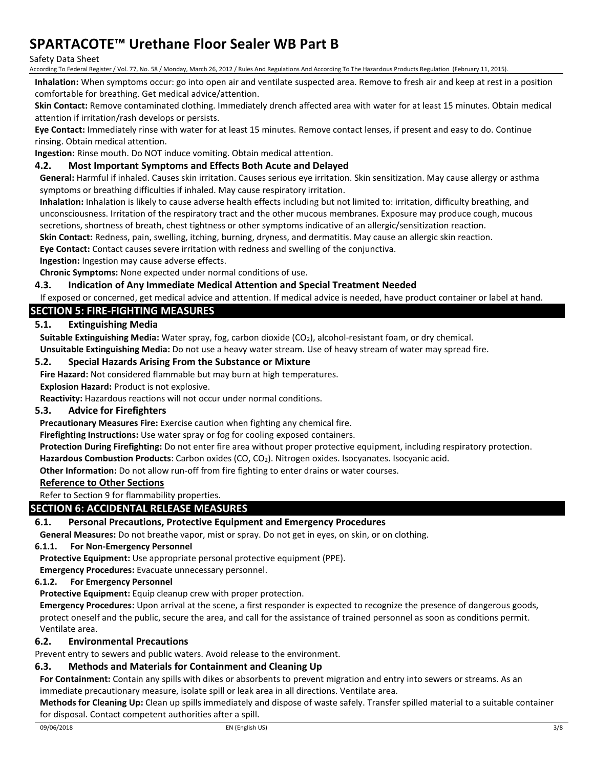**Inhalation:** When symptoms occur: go into open air and ventilate suspected area. Remove to fresh air and keep at rest in a position comfortable for breathing. Get medical advice/attention.

**Skin Contact:** Remove contaminated clothing. Immediately drench affected area with water for at least 15 minutes. Obtain medical attention if irritation/rash develops or persists.

**Eye Contact:** Immediately rinse with water for at least 15 minutes. Remove contact lenses, if present and easy to do. Continue rinsing. Obtain medical attention.

**Ingestion:** Rinse mouth. Do NOT induce vomiting. Obtain medical attention.

### 4.2. Most Important Symptoms and Effects Both Acute and Delayed

**General:** Harmful if inhaled. Causes skin irritation. Causes serious eye irritation. Skin sensitization. May cause allergy or asthma symptoms or breathing difficulties if inhaled. May cause respiratory irritation.

**Inhalation:** Inhalation is likely to cause adverse health effects including but not limited to: irritation, difficulty breathing, and unconsciousness. Irritation of the respiratory tract and the other mucous membranes. Exposure may produce cough, mucous secretions, shortness of breath, chest tightness or other symptoms indicative of an allergic/sensitization reaction.

**Skin Contact:** Redness, pain, swelling, itching, burning, dryness, and dermatitis. May cause an allergic skin reaction.

**Eye Contact:** Contact causes severe irritation with redness and swelling of the conjunctiva.

**Ingestion:** Ingestion may cause adverse effects.

**Chronic Symptoms:** None expected under normal conditions of use.

### 4.3. Indication of Any Immediate Medical Attention and Special Treatment Needed

If exposed or concerned, get medical advice and attention. If medical advice is needed, have product container or label at hand.

## SECTION 5: FIRE-FIGHTING MEASURES

### 5.1. Extinguishing Media

**Suitable Extinguishing Media:** Water spray, fog, carbon dioxide ($CO_2$), alcohol-resistant foam, or dry chemical.

**Unsuitable Extinguishing Media:** Do not use a heavy water stream. Use of heavy stream of water may spread fire.

### 5.2. Special Hazards Arising From the Substance or Mixture

**Fire Hazard:** Not considered flammable but may burn at high temperatures.

**Explosion Hazard:** Product is not explosive.

**Reactivity:** Hazardous reactions will not occur under normal conditions.

### 5.3. Advice for Firefighters

**Precautionary Measures Fire:** Exercise caution when fighting any chemical fire.

**Firefighting Instructions:** Use water spray or fog for cooling exposed containers.

**Protection During Firefighting:** Do not enter fire area without proper protective equipment, including respiratory protection.

**Hazardous Combustion Products**: Carbon oxides (CO, $CO_2$). Nitrogen oxides. Isocyanates. Isocyanic acid.

**Other Information:** Do not allow run-off from fire fighting to enter drains or water courses.

**Reference to Other Sections**

Refer to Section 9 for flammability properties.

## SECTION 6: ACCIDENTAL RELEASE MEASURES

### 6.1. Personal Precautions, Protective Equipment and Emergency Procedures

**General Measures:** Do not breathe vapor, mist or spray. Do not get in eyes, on skin, or on clothing.

#### 6.1.1. For Non-Emergency Personnel

**Protective Equipment:** Use appropriate personal protective equipment (PPE).

**Emergency Procedures:** Evacuate unnecessary personnel.

#### 6.1.2. For Emergency Personnel

**Protective Equipment:** Equip cleanup crew with proper protection.

**Emergency Procedures:** Upon arrival at the scene, a first responder is expected to recognize the presence of dangerous goods, protect oneself and the public, secure the area, and call for the assistance of trained personnel as soon as conditions permit. Ventilate area.

### 6.2. Environmental Precautions

Prevent entry to sewers and public waters. Avoid release to the environment.

### 6.3. Methods and Materials for Containment and Cleaning Up

**For Containment:** Contain any spills with dikes or absorbents to prevent migration and entry into sewers or streams. As an immediate precautionary measure, isolate spill or leak area in all directions. Ventilate area.

**Methods for Cleaning Up:** Clean up spills immediately and dispose of waste safely. Transfer spilled material to a suitable container for disposal. Contact competent authorities after a spill.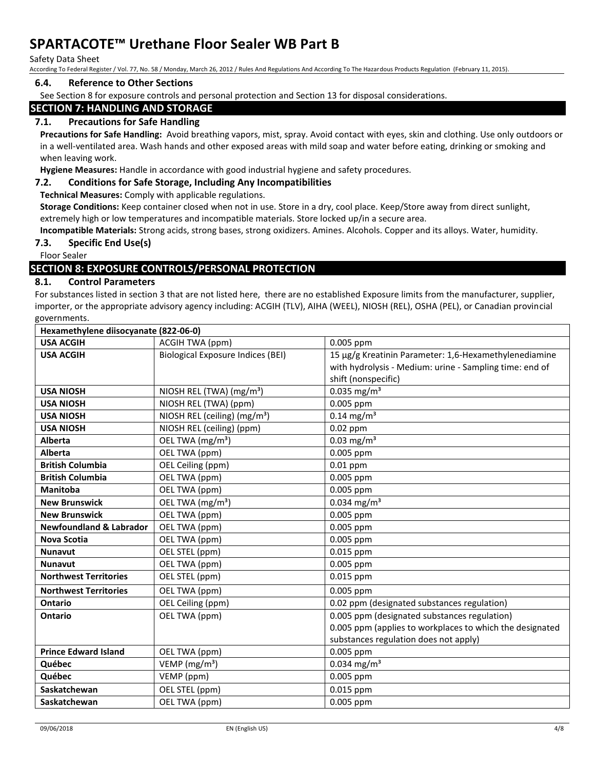### 6.4. Reference to Other Sections

See Section 8 for exposure controls and personal protection and Section 13 for disposal considerations.

## SECTION 7: HANDLING AND STORAGE

### 7.1. Precautions for Safe Handling

**Precautions for Safe Handling:** Avoid breathing vapors, mist, spray. Avoid contact with eyes, skin and clothing. Use only outdoors or in a well-ventilated area. Wash hands and other exposed areas with mild soap and water before eating, drinking or smoking and when leaving work.

**Hygiene Measures:** Handle in accordance with good industrial hygiene and safety procedures.

### 7.2. Conditions for Safe Storage, Including Any Incompatibilities

**Technical Measures:** Comply with applicable regulations.

**Storage Conditions:** Keep container closed when not in use. Store in a dry, cool place. Keep/Store away from direct sunlight, extremely high or low temperatures and incompatible materials. Store locked up/in a secure area.

**Incompatible Materials:** Strong acids, strong bases, strong oxidizers. Amines. Alcohols. Copper and its alloys. Water, humidity.

### 7.3. Specific End Use(s)

Floor Sealer

## SECTION 8: EXPOSURE CONTROLS/PERSONAL PROTECTION

### 8.1. Control Parameters

For substances listed in section 3 that are not listed here, there are no established Exposure limits from the manufacturer, supplier, importer, or the appropriate advisory agency including: ACGIH (TLV), AIHA (WEEL), NIOSH (REL), OSHA (PEL), or Canadian provincial governments.

| Hexamethylene diisocyanate (822-06-0) | | |
|---|---|---|
| **USA ACGIH** | ACGIH TWA (ppm) | 0.005 ppm |
| **USA ACGIH** | Biological Exposure Indices (BEI) | 15 µg/g Kreatinin Parameter: 1,6-Hexamethylenediamine with hydrolysis - Medium: urine - Sampling time: end of shift (nonspecific) |
| **USA NIOSH** | NIOSH REL (TWA) ($mg/m^3$) | 0.035 $mg/m^3$ |
| **USA NIOSH** | NIOSH REL (TWA) (ppm) | 0.005 ppm |
| **USA NIOSH** | NIOSH REL (ceiling) ($mg/m^3$) | 0.14 $mg/m^3$ |
| **USA NIOSH** | NIOSH REL (ceiling) (ppm) | 0.02 ppm |
| **Alberta** | OEL TWA ($mg/m^3$) | 0.03 $mg/m^3$ |
| **Alberta** | OEL TWA (ppm) | 0.005 ppm |
| **British Columbia** | OEL Ceiling (ppm) | 0.01 ppm |
| **British Columbia** | OEL TWA (ppm) | 0.005 ppm |
| **Manitoba** | OEL TWA (ppm) | 0.005 ppm |
| **New Brunswick** | OEL TWA ($mg/m^3$) | 0.034 $mg/m^3$ |
| **New Brunswick** | OEL TWA (ppm) | 0.005 ppm |
| **Newfoundland & Labrador** | OEL TWA (ppm) | 0.005 ppm |
| **Nova Scotia** | OEL TWA (ppm) | 0.005 ppm |
| **Nunavut** | OEL STEL (ppm) | 0.015 ppm |
| **Nunavut** | OEL TWA (ppm) | 0.005 ppm |
| **Northwest Territories** | OEL STEL (ppm) | 0.015 ppm |
| **Northwest Territories** | OEL TWA (ppm) | 0.005 ppm |
| **Ontario** | OEL Ceiling (ppm) | 0.02 ppm (designated substances regulation) |
| **Ontario** | OEL TWA (ppm) | 0.005 ppm (designated substances regulation) 0.005 ppm (applies to workplaces to which the designated substances regulation does not apply) |
| **Prince Edward Island** | OEL TWA (ppm) | 0.005 ppm |
| **Québec** | VEMP ($mg/m^3$) | 0.034 $mg/m^3$ |
| **Québec** | VEMP (ppm) | 0.005 ppm |
| **Saskatchewan** | OEL STEL (ppm) | 0.015 ppm |
| **Saskatchewan** | OEL TWA (ppm) | 0.005 ppm |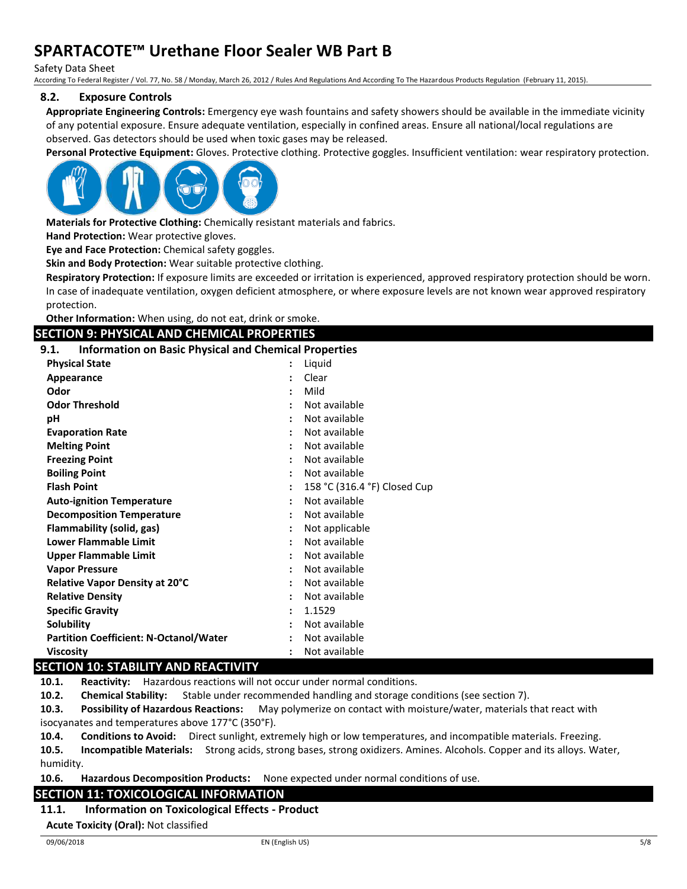### 8.2. Exposure Controls

**Appropriate Engineering Controls:** Emergency eye wash fountains and safety showers should be available in the immediate vicinity of any potential exposure. Ensure adequate ventilation, especially in confined areas. Ensure all national/local regulations are observed. Gas detectors should be used when toxic gases may be released.

**Personal Protective Equipment:** Gloves. Protective clothing. Protective goggles. Insufficient ventilation: wear respiratory protection.

**Materials for Protective Clothing:** Chemically resistant materials and fabrics.

**Hand Protection:** Wear protective gloves.

**Eye and Face Protection:** Chemical safety goggles.

**Skin and Body Protection:** Wear suitable protective clothing.

**Respiratory Protection:** If exposure limits are exceeded or irritation is experienced, approved respiratory protection should be worn. In case of inadequate ventilation, oxygen deficient atmosphere, or where exposure levels are not known wear approved respiratory protection.

**Other Information:** When using, do not eat, drink or smoke.

## SECTION 9: PHYSICAL AND CHEMICAL PROPERTIES

### 9.1. Information on Basic Physical and Chemical Properties

| Property | Value |
|---|---|
| **Physical State** | Liquid |
| **Appearance** | Clear |
| **Odor** | Mild |
| **Odor Threshold** | Not available |
| **pH** | Not available |
| **Evaporation Rate** | Not available |
| **Melting Point** | Not available |
| **Freezing Point** | Not available |
| **Boiling Point** | Not available |
| **Flash Point** | 158 °C (316.4 °F) Closed Cup |
| **Auto-ignition Temperature** | Not available |
| **Decomposition Temperature** | Not available |
| **Flammability (solid, gas)** | Not applicable |
| **Lower Flammable Limit** | Not available |
| **Upper Flammable Limit** | Not available |
| **Vapor Pressure** | Not available |
| **Relative Vapor Density at 20°C** | Not available |
| **Relative Density** | Not available |
| **Specific Gravity** | 1.1529 |
| **Solubility** | Not available |
| **Partition Coefficient: N-Octanol/Water** | Not available |
| **Viscosity** | Not available |

## SECTION 10: STABILITY AND REACTIVITY

**10.1. Reactivity:** Hazardous reactions will not occur under normal conditions.

**10.2. Chemical Stability:** Stable under recommended handling and storage conditions (see section 7).

**10.3. Possibility of Hazardous Reactions:** May polymerize on contact with moisture/water, materials that react with isocyanates and temperatures above 177°C (350°F).

**10.4. Conditions to Avoid:** Direct sunlight, extremely high or low temperatures, and incompatible materials. Freezing.

**10.5. Incompatible Materials:** Strong acids, strong bases, strong oxidizers. Amines. Alcohols. Copper and its alloys. Water, humidity.

**10.6. Hazardous Decomposition Products:** None expected under normal conditions of use.

## SECTION 11: TOXICOLOGICAL INFORMATION

### 11.1. Information on Toxicological Effects - Product

**Acute Toxicity (Oral):** Not classified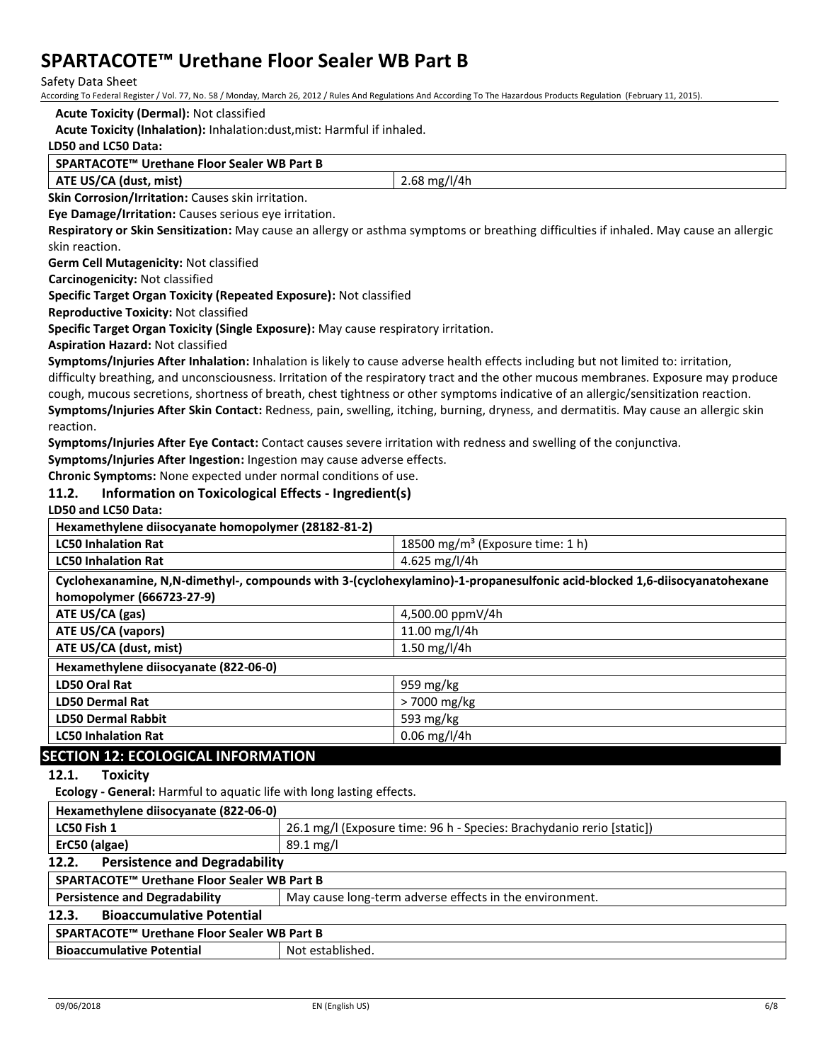**Acute Toxicity (Dermal):** Not classified

**Acute Toxicity (Inhalation):** Inhalation:dust,mist: Harmful if inhaled.

**LD50 and LC50 Data:**

| SPARTACOTE™ Urethane Floor Sealer WB Part B | |
|---|---|
| ATE US/CA (dust, mist) | 2.68 mg/l/4h |

**Skin Corrosion/Irritation:** Causes skin irritation.

**Eye Damage/Irritation:** Causes serious eye irritation.

**Respiratory or Skin Sensitization:** May cause an allergy or asthma symptoms or breathing difficulties if inhaled. May cause an allergic skin reaction.

**Germ Cell Mutagenicity:** Not classified

**Carcinogenicity:** Not classified

**Specific Target Organ Toxicity (Repeated Exposure):** Not classified

**Reproductive Toxicity:** Not classified

**Specific Target Organ Toxicity (Single Exposure):** May cause respiratory irritation.

**Aspiration Hazard:** Not classified

**Symptoms/Injuries After Inhalation:** Inhalation is likely to cause adverse health effects including but not limited to: irritation, difficulty breathing, and unconsciousness. Irritation of the respiratory tract and the other mucous membranes. Exposure may produce cough, mucous secretions, shortness of breath, chest tightness or other symptoms indicative of an allergic/sensitization reaction.

**Symptoms/Injuries After Skin Contact:** Redness, pain, swelling, itching, burning, dryness, and dermatitis. May cause an allergic skin reaction.

**Symptoms/Injuries After Eye Contact:** Contact causes severe irritation with redness and swelling of the conjunctiva.

**Symptoms/Injuries After Ingestion:** Ingestion may cause adverse effects.

**Chronic Symptoms:** None expected under normal conditions of use.

### 11.2. Information on Toxicological Effects - Ingredient(s)

**LD50 and LC50 Data:**

| Hexamethylene diisocyanate homopolymer (28182-81-2) | |
|---|---|
| LC50 Inhalation Rat | 18500 mg/m³ (Exposure time: 1 h) |
| LC50 Inhalation Rat | 4.625 mg/l/4h |
| **Cyclohexanamine, N,N-dimethyl-, compounds with 3-(cyclohexylamino)-1-propanesulfonic acid-blocked 1,6-diisocyanatohexane homopolymer (666723-27-9)** | |
| ATE US/CA (gas) | 4,500.00 ppmV/4h |
| ATE US/CA (vapors) | 11.00 mg/l/4h |
| ATE US/CA (dust, mist) | 1.50 mg/l/4h |
| **Hexamethylene diisocyanate (822-06-0)** | |
| LD50 Oral Rat | 959 mg/kg |
| LD50 Dermal Rat | > 7000 mg/kg |
| LD50 Dermal Rabbit | 593 mg/kg |
| LC50 Inhalation Rat | 0.06 mg/l/4h |

## SECTION 12: ECOLOGICAL INFORMATION

### 12.1. Toxicity

**Ecology - General:** Harmful to aquatic life with long lasting effects.

| Hexamethylene diisocyanate (822-06-0) | |
|---|---|
| LC50 Fish 1 | 26.1 mg/l (Exposure time: 96 h - Species: Brachydanio rerio [static]) |
| ErC50 (algae) | 89.1 mg/l |

### 12.2. Persistence and Degradability

| SPARTACOTE™ Urethane Floor Sealer WB Part B | |
|---|---|
| Persistence and Degradability | May cause long-term adverse effects in the environment. |

### 12.3. Bioaccumulative Potential

| SPARTACOTE™ Urethane Floor Sealer WB Part B | |
|---|---|
| Bioaccumulative Potential | Not established. |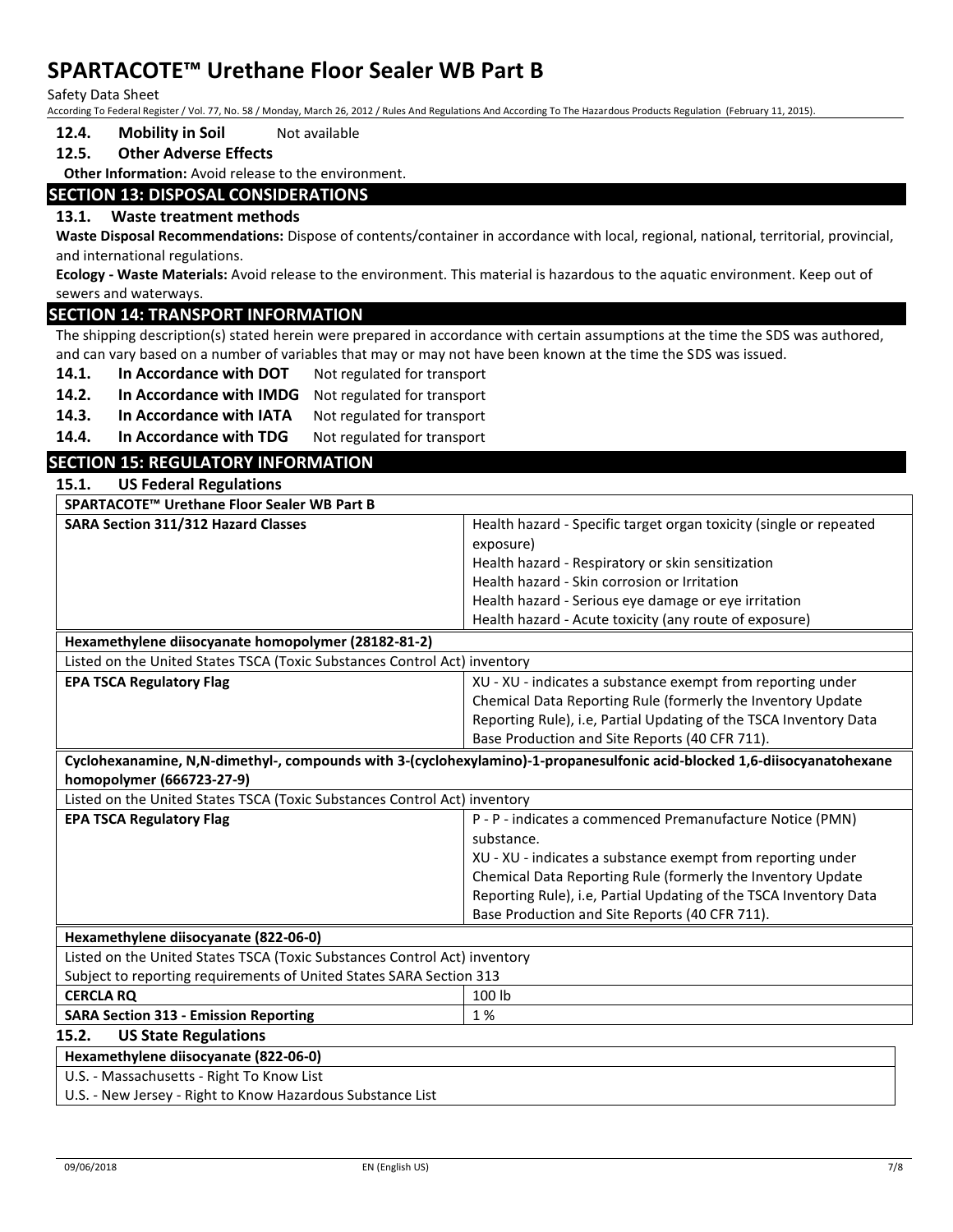**12.4. Mobility in Soil** Not available

**12.5. Other Adverse Effects**

**Other Information:** Avoid release to the environment.

## SECTION 13: DISPOSAL CONSIDERATIONS

### 13.1. Waste treatment methods

**Waste Disposal Recommendations:** Dispose of contents/container in accordance with local, regional, national, territorial, provincial, and international regulations.

**Ecology - Waste Materials:** Avoid release to the environment. This material is hazardous to the aquatic environment. Keep out of sewers and waterways.

## SECTION 14: TRANSPORT INFORMATION

The shipping description(s) stated herein were prepared in accordance with certain assumptions at the time the SDS was authored, and can vary based on a number of variables that may or may not have been known at the time the SDS was issued.

**14.1. In Accordance with DOT** Not regulated for transport

**14.2. In Accordance with IMDG** Not regulated for transport

**14.3. In Accordance with IATA** Not regulated for transport

**14.4. In Accordance with TDG** Not regulated for transport

## SECTION 15: REGULATORY INFORMATION

### 15.1. US Federal Regulations

| **SPARTACOTE™ Urethane Floor Sealer WB Part B** | |
|---|---|
| **SARA Section 311/312 Hazard Classes** | Health hazard - Specific target organ toxicity (single or repeated exposure)<br>Health hazard - Respiratory or skin sensitization<br>Health hazard - Skin corrosion or Irritation<br>Health hazard - Serious eye damage or eye irritation<br>Health hazard - Acute toxicity (any route of exposure) |
| **Hexamethylene diisocyanate homopolymer (28182-81-2)** | |
| Listed on the United States TSCA (Toxic Substances Control Act) inventory | |
| **EPA TSCA Regulatory Flag** | XU - XU - indicates a substance exempt from reporting under Chemical Data Reporting Rule (formerly the Inventory Update Reporting Rule), i.e, Partial Updating of the TSCA Inventory Data Base Production and Site Reports (40 CFR 711). |
| **Cyclohexanamine, N,N-dimethyl-, compounds with 3-(cyclohexylamino)-1-propanesulfonic acid-blocked 1,6-diisocyanatohexane homopolymer (666723-27-9)** | |
| Listed on the United States TSCA (Toxic Substances Control Act) inventory | |
| **EPA TSCA Regulatory Flag** | P - P - indicates a commenced Premanufacture Notice (PMN) substance.<br>XU - XU - indicates a substance exempt from reporting under Chemical Data Reporting Rule (formerly the Inventory Update Reporting Rule), i.e, Partial Updating of the TSCA Inventory Data Base Production and Site Reports (40 CFR 711). |
| **Hexamethylene diisocyanate (822-06-0)** | |
| Listed on the United States TSCA (Toxic Substances Control Act) inventory<br>Subject to reporting requirements of United States SARA Section 313 | |
| **CERCLA RQ** | 100 lb |
| **SARA Section 313 - Emission Reporting** | 1 % |

### 15.2. US State Regulations

| **Hexamethylene diisocyanate (822-06-0)** |
|---|
| U.S. - Massachusetts - Right To Know List |
| U.S. - New Jersey - Right to Know Hazardous Substance List |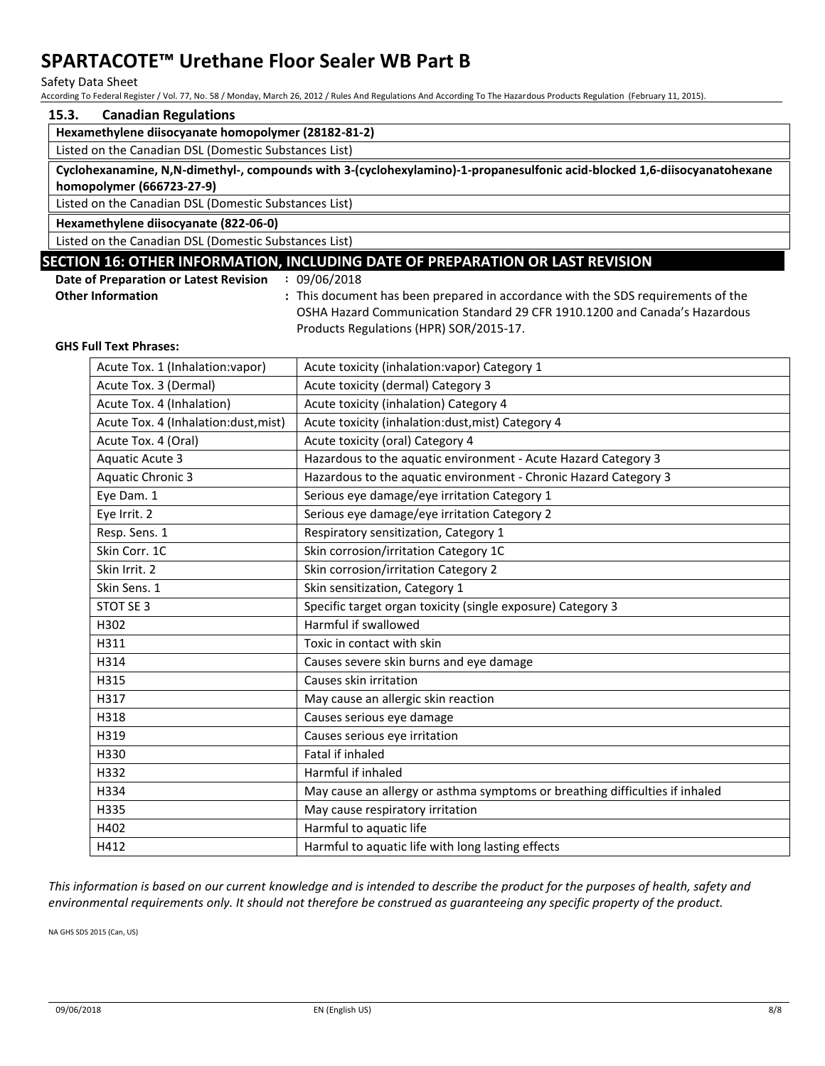### 15.3. Canadian Regulations

| |
|---|
| **Hexamethylene diisocyanate homopolymer (28182-81-2)** |
| Listed on the Canadian DSL (Domestic Substances List) |
| **Cyclohexanamine, N,N-dimethyl-, compounds with 3-(cyclohexylamino)-1-propanesulfonic acid-blocked 1,6-diisocyanatohexane homopolymer (666723-27-9)** |
| Listed on the Canadian DSL (Domestic Substances List) |
| **Hexamethylene diisocyanate (822-06-0)** |
| Listed on the Canadian DSL (Domestic Substances List) |

## SECTION 16: OTHER INFORMATION, INCLUDING DATE OF PREPARATION OR LAST REVISION

**Date of Preparation or Latest Revision** : 09/06/2018

**Other Information** : This document has been prepared in accordance with the SDS requirements of the OSHA Hazard Communication Standard 29 CFR 1910.1200 and Canada's Hazardous Products Regulations (HPR) SOR/2015-17.

**GHS Full Text Phrases:**

| | |
|---|---|
| Acute Tox. 1 (Inhalation:vapor) | Acute toxicity (inhalation:vapor) Category 1 |
| Acute Tox. 3 (Dermal) | Acute toxicity (dermal) Category 3 |
| Acute Tox. 4 (Inhalation) | Acute toxicity (inhalation) Category 4 |
| Acute Tox. 4 (Inhalation:dust,mist) | Acute toxicity (inhalation:dust,mist) Category 4 |
| Acute Tox. 4 (Oral) | Acute toxicity (oral) Category 4 |
| Aquatic Acute 3 | Hazardous to the aquatic environment - Acute Hazard Category 3 |
| Aquatic Chronic 3 | Hazardous to the aquatic environment - Chronic Hazard Category 3 |
| Eye Dam. 1 | Serious eye damage/eye irritation Category 1 |
| Eye Irrit. 2 | Serious eye damage/eye irritation Category 2 |
| Resp. Sens. 1 | Respiratory sensitization, Category 1 |
| Skin Corr. 1C | Skin corrosion/irritation Category 1C |
| Skin Irrit. 2 | Skin corrosion/irritation Category 2 |
| Skin Sens. 1 | Skin sensitization, Category 1 |
| STOT SE 3 | Specific target organ toxicity (single exposure) Category 3 |
| H302 | Harmful if swallowed |
| H311 | Toxic in contact with skin |
| H314 | Causes severe skin burns and eye damage |
| H315 | Causes skin irritation |
| H317 | May cause an allergic skin reaction |
| H318 | Causes serious eye damage |
| H319 | Causes serious eye irritation |
| H330 | Fatal if inhaled |
| H332 | Harmful if inhaled |
| H334 | May cause an allergy or asthma symptoms or breathing difficulties if inhaled |
| H335 | May cause respiratory irritation |
| H402 | Harmful to aquatic life |
| H412 | Harmful to aquatic life with long lasting effects |

*This information is based on our current knowledge and is intended to describe the product for the purposes of health, safety and environmental requirements only. It should not therefore be construed as guaranteeing any specific property of the product.*

NA GHS SDS 2015 (Can, US)